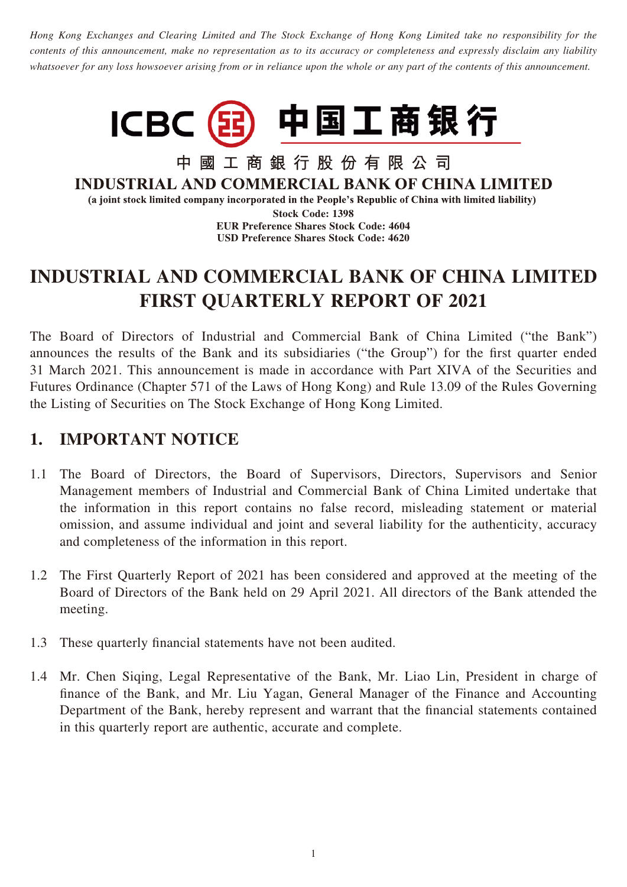*Hong Kong Exchanges and Clearing Limited and The Stock Exchange of Hong Kong Limited take no responsibility for the contents of this announcement, make no representation as to its accuracy or completeness and expressly disclaim any liability whatsoever for any loss howsoever arising from or in reliance upon the whole or any part of the contents of this announcement.*

ICBC 中国工商银行

中國工商銀行股份有限公司

**INDUSTRIAL AND COMMERCIAL BANK OF CHINA LIMITED**

**(a joint stock limited company incorporated in the People's Republic of China with limited liability)**

**Stock Code: 1398**

**EUR Preference Shares Stock Code: 4604**

**USD Preference Shares Stock Code: 4620**

# INDUSTRIAL AND COMMERCIAL BANK OF CHINA LIMITED FIRST QUARTERLY REPORT OF 2021

The Board of Directors of Industrial and Commercial Bank of China Limited ("the Bank") announces the results of the Bank and its subsidiaries ("the Group") for the first quarter ended 31 March 2021. This announcement is made in accordance with Part XIVA of the Securities and Futures Ordinance (Chapter 571 of the Laws of Hong Kong) and Rule 13.09 of the Rules Governing the Listing of Securities on The Stock Exchange of Hong Kong Limited.

## 1. IMPORTANT NOTICE

1.1 The Board of Directors, the Board of Supervisors, Directors, Supervisors and Senior Management members of Industrial and Commercial Bank of China Limited undertake that the information in this report contains no false record, misleading statement or material omission, and assume individual and joint and several liability for the authenticity, accuracy and completeness of the information in this report.

1.2 The First Quarterly Report of 2021 has been considered and approved at the meeting of the Board of Directors of the Bank held on 29 April 2021. All directors of the Bank attended the meeting.

1.3 These quarterly financial statements have not been audited.

1.4 Mr. Chen Siqing, Legal Representative of the Bank, Mr. Liao Lin, President in charge of finance of the Bank, and Mr. Liu Yagan, General Manager of the Finance and Accounting Department of the Bank, hereby represent and warrant that the financial statements contained in this quarterly report are authentic, accurate and complete.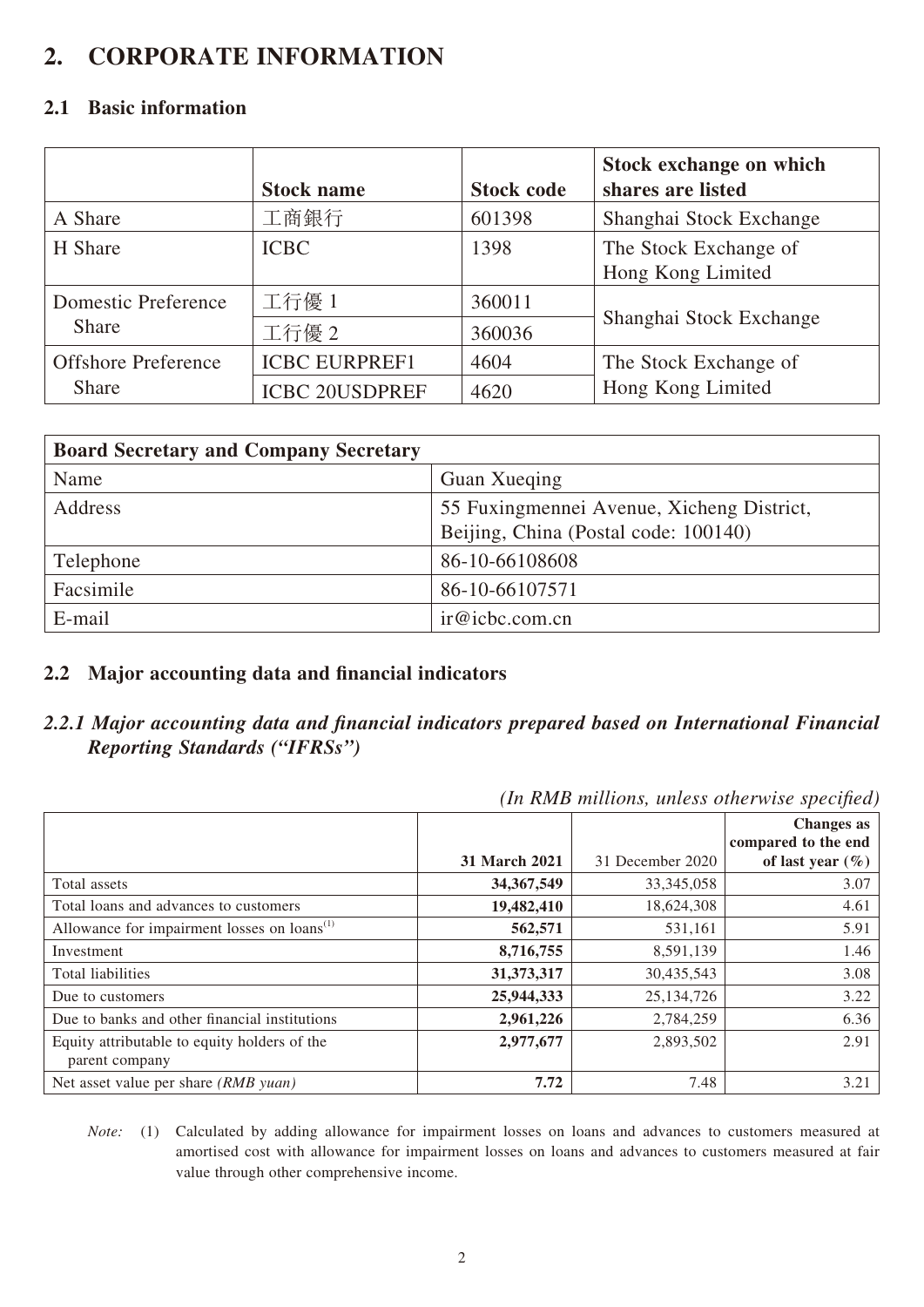## 2. CORPORATE INFORMATION

### 2.1 Basic information

| | Stock name | Stock code | Stock exchange on which shares are listed |
|---|---|---|---|
| A Share | 工商銀行 | 601398 | Shanghai Stock Exchange |
| H Share | ICBC | 1398 | The Stock Exchange of Hong Kong Limited |
| Domestic Preference Share | 工行優 1 | 360011 | Shanghai Stock Exchange |
| | 工行優 2 | 360036 | |
| Offshore Preference Share | ICBC EURPREF1 | 4604 | The Stock Exchange of Hong Kong Limited |
| | ICBC 20USDPREF | 4620 | |

| Board Secretary and Company Secretary | |
|---|---|
| Name | Guan Xueqing |
| Address | 55 Fuxingmennei Avenue, Xicheng District, Beijing, China (Postal code: 100140) |
| Telephone | 86-10-66108608 |
| Facsimile | 86-10-66107571 |
| E-mail | ir@icbc.com.cn |

### 2.2 Major accounting data and financial indicators

#### *2.2.1 Major accounting data and financial indicators prepared based on International Financial Reporting Standards ("IFRSs")*

*(In RMB millions, unless otherwise specified)*

| | 31 March 2021 | 31 December 2020 | Changes as compared to the end of last year (%) |
|---|---|---|---|
| Total assets | **34,367,549** | 33,345,058 | 3.07 |
| Total loans and advances to customers | **19,482,410** | 18,624,308 | 4.61 |
| Allowance for impairment losses on loans(1) | **562,571** | 531,161 | 5.91 |
| Investment | **8,716,755** | 8,591,139 | 1.46 |
| Total liabilities | **31,373,317** | 30,435,543 | 3.08 |
| Due to customers | **25,944,333** | 25,134,726 | 3.22 |
| Due to banks and other financial institutions | **2,961,226** | 2,784,259 | 6.36 |
| Equity attributable to equity holders of the parent company | **2,977,677** | 2,893,502 | 2.91 |
| Net asset value per share *(RMB yuan)* | **7.72** | 7.48 | 3.21 |

*Note:* (1) Calculated by adding allowance for impairment losses on loans and advances to customers measured at amortised cost with allowance for impairment losses on loans and advances to customers measured at fair value through other comprehensive income.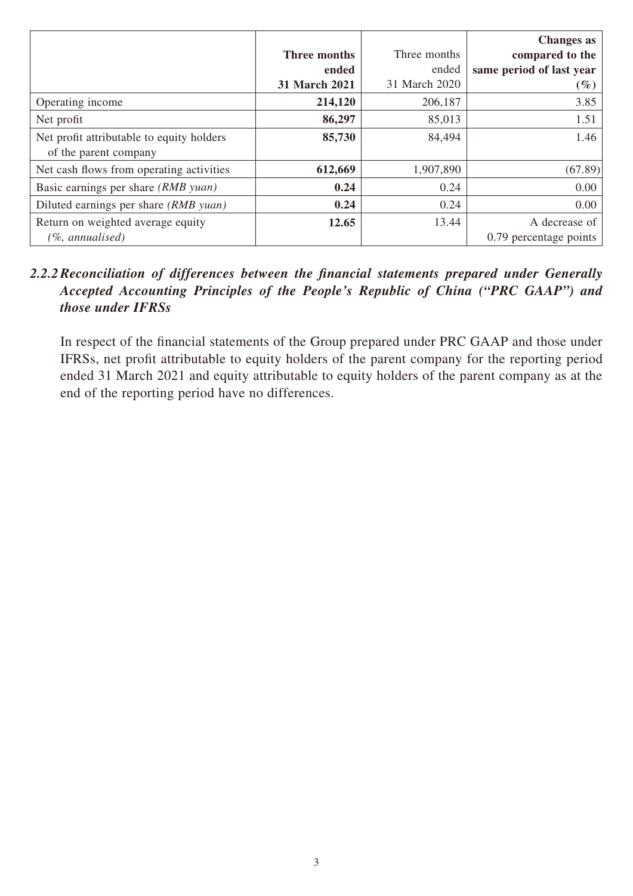| | **Three months ended 31 March 2021** | Three months ended 31 March 2020 | **Changes as compared to the same period of last year (%)** |
|---|---|---|---|
| Operating income | **214,120** | 206,187 | 3.85 |
| Net profit | **86,297** | 85,013 | 1.51 |
| Net profit attributable to equity holders of the parent company | **85,730** | 84,494 | 1.46 |
| Net cash flows from operating activities | **612,669** | 1,907,890 | (67.89) |
| Basic earnings per share *(RMB yuan)* | **0.24** | 0.24 | 0.00 |
| Diluted earnings per share *(RMB yuan)* | **0.24** | 0.24 | 0.00 |
| Return on weighted average equity *(%, annualised)* | **12.65** | 13.44 | A decrease of 0.79 percentage points |

### *2.2.2 Reconciliation of differences between the financial statements prepared under Generally Accepted Accounting Principles of the People's Republic of China ("PRC GAAP") and those under IFRSs*

In respect of the financial statements of the Group prepared under PRC GAAP and those under IFRSs, net profit attributable to equity holders of the parent company for the reporting period ended 31 March 2021 and equity attributable to equity holders of the parent company as at the end of the reporting period have no differences.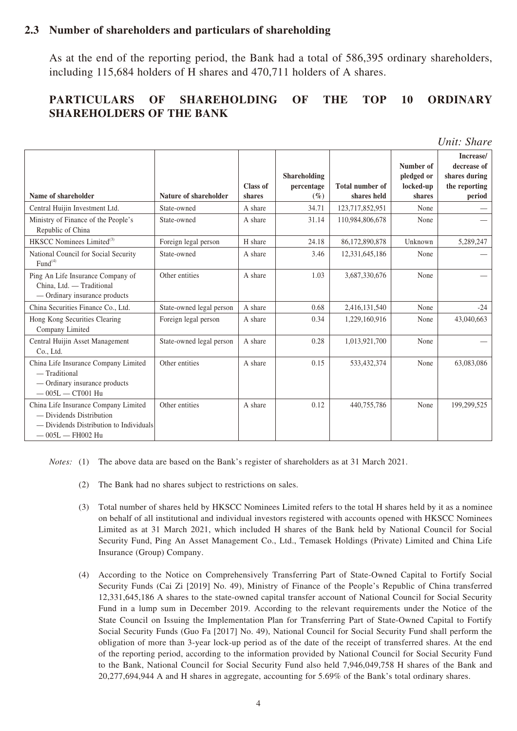## 2.3 Number of shareholders and particulars of shareholding

As at the end of the reporting period, the Bank had a total of 586,395 ordinary shareholders, including 115,684 holders of H shares and 470,711 holders of A shares.

## PARTICULARS OF SHAREHOLDING OF THE TOP 10 ORDINARY SHAREHOLDERS OF THE BANK

*Unit: Share*

| Name of shareholder | Nature of shareholder | Class of shares | Shareholding percentage (%) | Total number of shares held | Number of pledged or locked-up shares | Increase/ decrease of shares during the reporting period |
|---|---|---|---|---|---|---|
| Central Huijin Investment Ltd. | State-owned | A share | 34.71 | 123,717,852,951 | None | — |
| Ministry of Finance of the People's Republic of China | State-owned | A share | 31.14 | 110,984,806,678 | None | — |
| HKSCC Nominees Limited[3] | Foreign legal person | H share | 24.18 | 86,172,890,878 | Unknown | 5,289,247 |
| National Council for Social Security Fund[4] | State-owned | A share | 3.46 | 12,331,645,186 | None | — |
| Ping An Life Insurance Company of China, Ltd. — Traditional — Ordinary insurance products | Other entities | A share | 1.03 | 3,687,330,676 | None | — |
| China Securities Finance Co., Ltd. | State-owned legal person | A share | 0.68 | 2,416,131,540 | None | -24 |
| Hong Kong Securities Clearing Company Limited | Foreign legal person | A share | 0.34 | 1,229,160,916 | None | 43,040,663 |
| Central Huijin Asset Management Co., Ltd. | State-owned legal person | A share | 0.28 | 1,013,921,700 | None | — |
| China Life Insurance Company Limited — Traditional — Ordinary insurance products — 005L — CT001 Hu | Other entities | A share | 0.15 | 533,432,374 | None | 63,083,086 |
| China Life Insurance Company Limited — Dividends Distribution — Dividends Distribution to Individuals — 005L — FH002 Hu | Other entities | A share | 0.12 | 440,755,786 | None | 199,299,525 |

*Notes:*

(1) The above data are based on the Bank's register of shareholders as at 31 March 2021.

(2) The Bank had no shares subject to restrictions on sales.

(3) Total number of shares held by HKSCC Nominees Limited refers to the total H shares held by it as a nominee on behalf of all institutional and individual investors registered with accounts opened with HKSCC Nominees Limited as at 31 March 2021, which included H shares of the Bank held by National Council for Social Security Fund, Ping An Asset Management Co., Ltd., Temasek Holdings (Private) Limited and China Life Insurance (Group) Company.

(4) According to the Notice on Comprehensively Transferring Part of State-Owned Capital to Fortify Social Security Funds (Cai Zi [2019] No. 49), Ministry of Finance of the People's Republic of China transferred 12,331,645,186 A shares to the state-owned capital transfer account of National Council for Social Security Fund in a lump sum in December 2019. According to the relevant requirements under the Notice of the State Council on Issuing the Implementation Plan for Transferring Part of State-Owned Capital to Fortify Social Security Funds (Guo Fa [2017] No. 49), National Council for Social Security Fund shall perform the obligation of more than 3-year lock-up period as of the date of the receipt of transferred shares. At the end of the reporting period, according to the information provided by National Council for Social Security Fund to the Bank, National Council for Social Security Fund also held 7,946,049,758 H shares of the Bank and 20,277,694,944 A and H shares in aggregate, accounting for 5.69% of the Bank's total ordinary shares.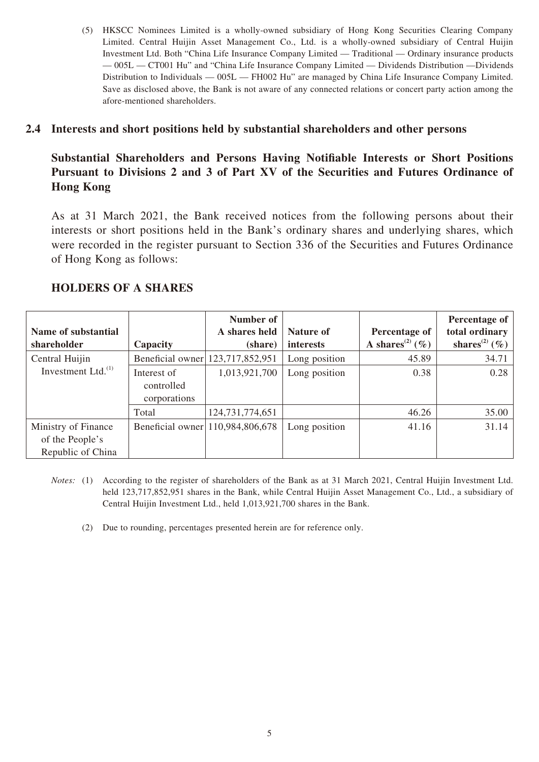(5) HKSCC Nominees Limited is a wholly-owned subsidiary of Hong Kong Securities Clearing Company Limited. Central Huijin Asset Management Co., Ltd. is a wholly-owned subsidiary of Central Huijin Investment Ltd. Both "China Life Insurance Company Limited — Traditional — Ordinary insurance products — 005L — CT001 Hu" and "China Life Insurance Company Limited — Dividends Distribution —Dividends Distribution to Individuals — 005L — FH002 Hu" are managed by China Life Insurance Company Limited. Save as disclosed above, the Bank is not aware of any connected relations or concert party action among the afore-mentioned shareholders.

## 2.4 Interests and short positions held by substantial shareholders and other persons

### Substantial Shareholders and Persons Having Notifiable Interests or Short Positions Pursuant to Divisions 2 and 3 of Part XV of the Securities and Futures Ordinance of Hong Kong

As at 31 March 2021, the Bank received notices from the following persons about their interests or short positions held in the Bank's ordinary shares and underlying shares, which were recorded in the register pursuant to Section 336 of the Securities and Futures Ordinance of Hong Kong as follows:

### HOLDERS OF A SHARES

| Name of substantial shareholder | Capacity | Number of A shares held (share) | Nature of interests | Percentage of A shares[(2)] (%) | Percentage of total ordinary shares[(2)] (%) |
|---|---|---|---|---|---|
| Central Huijin Investment Ltd.[(1)] | Beneficial owner | 123,717,852,951 | Long position | 45.89 | 34.71 |
| | Interest of controlled corporations | 1,013,921,700 | Long position | 0.38 | 0.28 |
| | Total | 124,731,774,651 | | 46.26 | 35.00 |
| Ministry of Finance of the People's Republic of China | Beneficial owner | 110,984,806,678 | Long position | 41.16 | 31.14 |

*Notes:* (1) According to the register of shareholders of the Bank as at 31 March 2021, Central Huijin Investment Ltd. held 123,717,852,951 shares in the Bank, while Central Huijin Asset Management Co., Ltd., a subsidiary of Central Huijin Investment Ltd., held 1,013,921,700 shares in the Bank.

(2) Due to rounding, percentages presented herein are for reference only.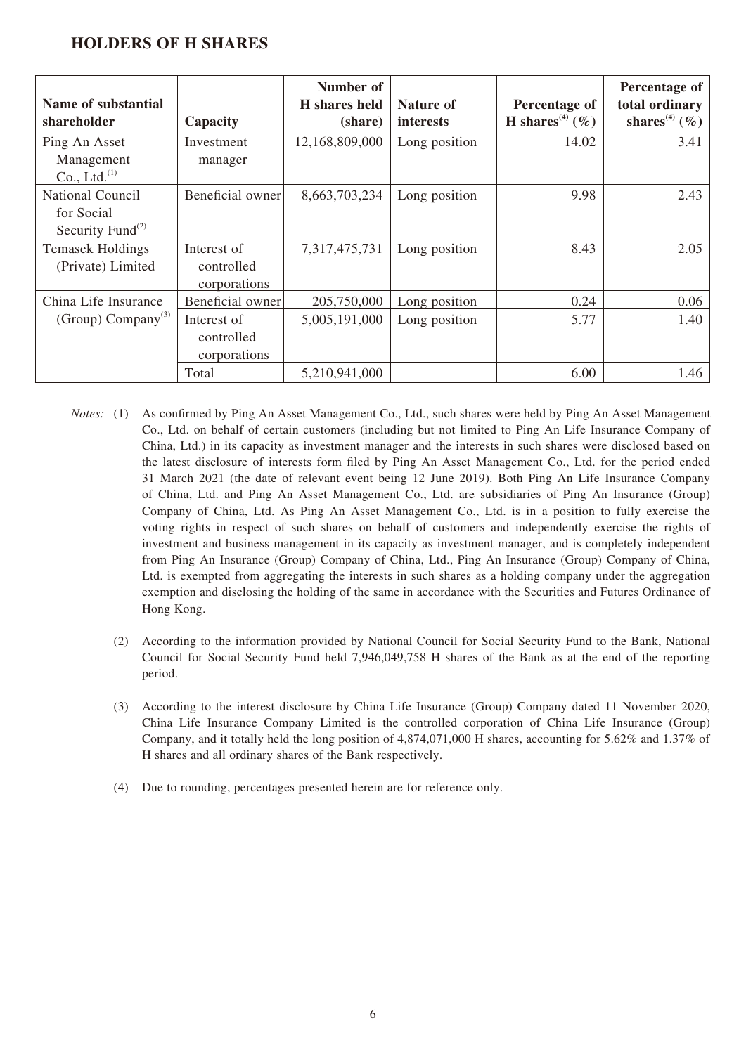## HOLDERS OF H SHARES

| Name of substantial shareholder | Capacity | Number of H shares held (share) | Nature of interests | Percentage of H shares[4] (%) | Percentage of total ordinary shares[4] (%) |
|---|---|---|---|---|---|
| Ping An Asset Management Co., Ltd.[1] | Investment manager | 12,168,809,000 | Long position | 14.02 | 3.41 |
| National Council for Social Security Fund[2] | Beneficial owner | 8,663,703,234 | Long position | 9.98 | 2.43 |
| Temasek Holdings (Private) Limited | Interest of controlled corporations | 7,317,475,731 | Long position | 8.43 | 2.05 |
| China Life Insurance (Group) Company[3] | Beneficial owner | 205,750,000 | Long position | 0.24 | 0.06 |
| | Interest of controlled corporations | 5,005,191,000 | Long position | 5.77 | 1.40 |
| | Total | 5,210,941,000 | | 6.00 | 1.46 |

*Notes:* (1) As confirmed by Ping An Asset Management Co., Ltd., such shares were held by Ping An Asset Management Co., Ltd. on behalf of certain customers (including but not limited to Ping An Life Insurance Company of China, Ltd.) in its capacity as investment manager and the interests in such shares were disclosed based on the latest disclosure of interests form filed by Ping An Asset Management Co., Ltd. for the period ended 31 March 2021 (the date of relevant event being 12 June 2019). Both Ping An Life Insurance Company of China, Ltd. and Ping An Asset Management Co., Ltd. are subsidiaries of Ping An Insurance (Group) Company of China, Ltd. As Ping An Asset Management Co., Ltd. is in a position to fully exercise the voting rights in respect of such shares on behalf of customers and independently exercise the rights of investment and business management in its capacity as investment manager, and is completely independent from Ping An Insurance (Group) Company of China, Ltd., Ping An Insurance (Group) Company of China, Ltd. is exempted from aggregating the interests in such shares as a holding company under the aggregation exemption and disclosing the holding of the same in accordance with the Securities and Futures Ordinance of Hong Kong.

(2) According to the information provided by National Council for Social Security Fund to the Bank, National Council for Social Security Fund held 7,946,049,758 H shares of the Bank as at the end of the reporting period.

(3) According to the interest disclosure by China Life Insurance (Group) Company dated 11 November 2020, China Life Insurance Company Limited is the controlled corporation of China Life Insurance (Group) Company, and it totally held the long position of 4,874,071,000 H shares, accounting for 5.62% and 1.37% of H shares and all ordinary shares of the Bank respectively.

(4) Due to rounding, percentages presented herein are for reference only.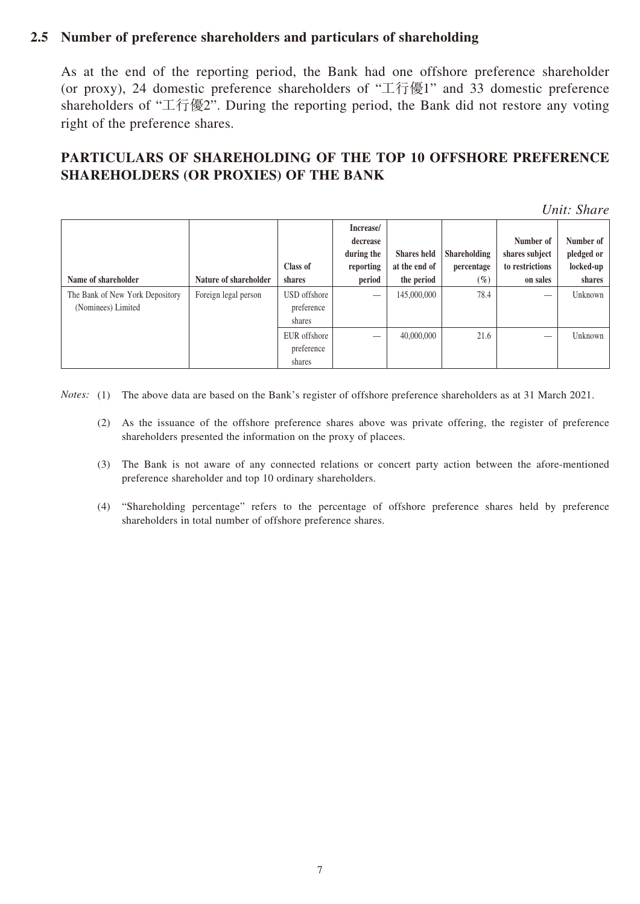## 2.5 Number of preference shareholders and particulars of shareholding

As at the end of the reporting period, the Bank had one offshore preference shareholder (or proxy), 24 domestic preference shareholders of "工行優1" and 33 domestic preference shareholders of "工行優2". During the reporting period, the Bank did not restore any voting right of the preference shares.

## PARTICULARS OF SHAREHOLDING OF THE TOP 10 OFFSHORE PREFERENCE SHAREHOLDERS (OR PROXIES) OF THE BANK

*Unit: Share*

| Name of shareholder | Nature of shareholder | Class of shares | Increase/ decrease during the reporting period | Shares held at the end of the period | Shareholding percentage (%) | Number of shares subject to restrictions on sales | Number of pledged or locked-up shares |
|---|---|---|---|---|---|---|---|
| The Bank of New York Depository (Nominees) Limited | Foreign legal person | USD offshore preference shares | — | 145,000,000 | 78.4 | — | Unknown |
| | | EUR offshore preference shares | — | 40,000,000 | 21.6 | — | Unknown |

*Notes:* (1) The above data are based on the Bank's register of offshore preference shareholders as at 31 March 2021.

(2) As the issuance of the offshore preference shares above was private offering, the register of preference shareholders presented the information on the proxy of placees.

(3) The Bank is not aware of any connected relations or concert party action between the afore-mentioned preference shareholder and top 10 ordinary shareholders.

(4) "Shareholding percentage" refers to the percentage of offshore preference shares held by preference shareholders in total number of offshore preference shares.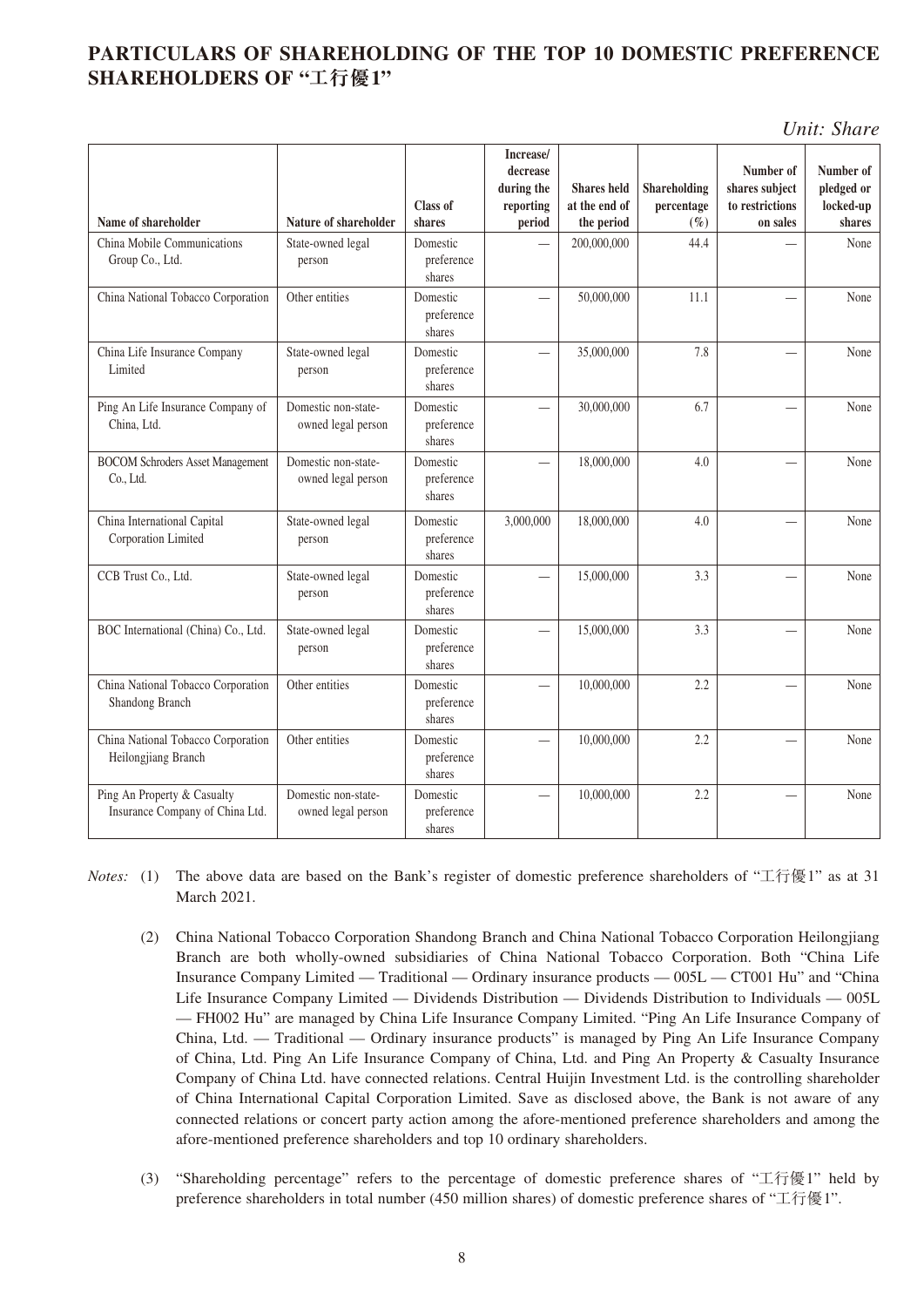## PARTICULARS OF SHAREHOLDING OF THE TOP 10 DOMESTIC PREFERENCE SHAREHOLDERS OF "工行優1"

*Unit: Share*

| Name of shareholder | Nature of shareholder | Class of shares | Increase/ decrease during the reporting period | Shares held at the end of the period | Shareholding percentage (%) | Number of shares subject to restrictions on sales | Number of pledged or locked-up shares |
|---|---|---|---|---|---|---|---|
| China Mobile Communications Group Co., Ltd. | State-owned legal person | Domestic preference shares | — | 200,000,000 | 44.4 | — | None |
| China National Tobacco Corporation | Other entities | Domestic preference shares | — | 50,000,000 | 11.1 | — | None |
| China Life Insurance Company Limited | State-owned legal person | Domestic preference shares | — | 35,000,000 | 7.8 | — | None |
| Ping An Life Insurance Company of China, Ltd. | Domestic non-state-owned legal person | Domestic preference shares | — | 30,000,000 | 6.7 | — | None |
| BOCOM Schroders Asset Management Co., Ltd. | Domestic non-state-owned legal person | Domestic preference shares | — | 18,000,000 | 4.0 | — | None |
| China International Capital Corporation Limited | State-owned legal person | Domestic preference shares | 3,000,000 | 18,000,000 | 4.0 | — | None |
| CCB Trust Co., Ltd. | State-owned legal person | Domestic preference shares | — | 15,000,000 | 3.3 | — | None |
| BOC International (China) Co., Ltd. | State-owned legal person | Domestic preference shares | — | 15,000,000 | 3.3 | — | None |
| China National Tobacco Corporation Shandong Branch | Other entities | Domestic preference shares | — | 10,000,000 | 2.2 | — | None |
| China National Tobacco Corporation Heilongjiang Branch | Other entities | Domestic preference shares | — | 10,000,000 | 2.2 | — | None |
| Ping An Property & Casualty Insurance Company of China Ltd. | Domestic non-state-owned legal person | Domestic preference shares | — | 10,000,000 | 2.2 | — | None |

*Notes:*

(1) The above data are based on the Bank's register of domestic preference shareholders of "工行優1" as at 31 March 2021.

(2) China National Tobacco Corporation Shandong Branch and China National Tobacco Corporation Heilongjiang Branch are both wholly-owned subsidiaries of China National Tobacco Corporation. Both "China Life Insurance Company Limited — Traditional — Ordinary insurance products — 005L — CT001 Hu" and "China Life Insurance Company Limited — Dividends Distribution — Dividends Distribution to Individuals — 005L — FH002 Hu" are managed by China Life Insurance Company Limited. "Ping An Life Insurance Company of China, Ltd. — Traditional — Ordinary insurance products" is managed by Ping An Life Insurance Company of China, Ltd. Ping An Life Insurance Company of China, Ltd. and Ping An Property & Casualty Insurance Company of China Ltd. have connected relations. Central Huijin Investment Ltd. is the controlling shareholder of China International Capital Corporation Limited. Save as disclosed above, the Bank is not aware of any connected relations or concert party action among the afore-mentioned preference shareholders and among the afore-mentioned preference shareholders and top 10 ordinary shareholders.

(3) "Shareholding percentage" refers to the percentage of domestic preference shares of "工行優1" held by preference shareholders in total number (450 million shares) of domestic preference shares of "工行優1".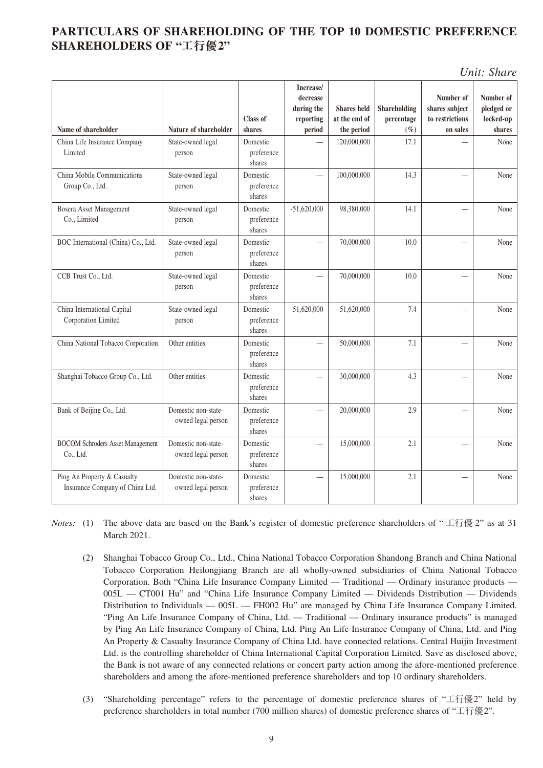## PARTICULARS OF SHAREHOLDING OF THE TOP 10 DOMESTIC PREFERENCE SHAREHOLDERS OF "工行優2"

*Unit: Share*

| Name of shareholder | Nature of shareholder | Class of shares | Increase/ decrease during the reporting period | Shares held at the end of the period | Shareholding percentage (%) | Number of shares subject to restrictions on sales | Number of pledged or locked-up shares |
|---|---|---|---|---|---|---|---|
| China Life Insurance Company Limited | State-owned legal person | Domestic preference shares | — | 120,000,000 | 17.1 | — | None |
| China Mobile Communications Group Co., Ltd. | State-owned legal person | Domestic preference shares | — | 100,000,000 | 14.3 | — | None |
| Bosera Asset Management Co., Limited | State-owned legal person | Domestic preference shares | -51,620,000 | 98,380,000 | 14.1 | — | None |
| BOC International (China) Co., Ltd. | State-owned legal person | Domestic preference shares | — | 70,000,000 | 10.0 | — | None |
| CCB Trust Co., Ltd. | State-owned legal person | Domestic preference shares | — | 70,000,000 | 10.0 | — | None |
| China International Capital Corporation Limited | State-owned legal person | Domestic preference shares | 51,620,000 | 51,620,000 | 7.4 | — | None |
| China National Tobacco Corporation | Other entities | Domestic preference shares | — | 50,000,000 | 7.1 | — | None |
| Shanghai Tobacco Group Co., Ltd. | Other entities | Domestic preference shares | — | 30,000,000 | 4.3 | — | None |
| Bank of Beijing Co., Ltd. | Domestic non-state-owned legal person | Domestic preference shares | — | 20,000,000 | 2.9 | — | None |
| BOCOM Schroders Asset Management Co., Ltd. | Domestic non-state-owned legal person | Domestic preference shares | — | 15,000,000 | 2.1 | — | None |
| Ping An Property & Casualty Insurance Company of China Ltd. | Domestic non-state-owned legal person | Domestic preference shares | — | 15,000,000 | 2.1 | — | None |

*Notes:* (1) The above data are based on the Bank's register of domestic preference shareholders of "工行優2" as at 31 March 2021.

(2) Shanghai Tobacco Group Co., Ltd., China National Tobacco Corporation Shandong Branch and China National Tobacco Corporation Heilongjiang Branch are all wholly-owned subsidiaries of China National Tobacco Corporation. Both "China Life Insurance Company Limited — Traditional — Ordinary insurance products — 005L — CT001 Hu" and "China Life Insurance Company Limited — Dividends Distribution — Dividends Distribution to Individuals — 005L — FH002 Hu" are managed by China Life Insurance Company Limited. "Ping An Life Insurance Company of China, Ltd. — Traditional — Ordinary insurance products" is managed by Ping An Life Insurance Company of China, Ltd. Ping An Life Insurance Company of China, Ltd. and Ping An Property & Casualty Insurance Company of China Ltd. have connected relations. Central Huijin Investment Ltd. is the controlling shareholder of China International Capital Corporation Limited. Save as disclosed above, the Bank is not aware of any connected relations or concert party action among the afore-mentioned preference shareholders and among the afore-mentioned preference shareholders and top 10 ordinary shareholders.

(3) "Shareholding percentage" refers to the percentage of domestic preference shares of "工行優2" held by preference shareholders in total number (700 million shares) of domestic preference shares of "工行優2".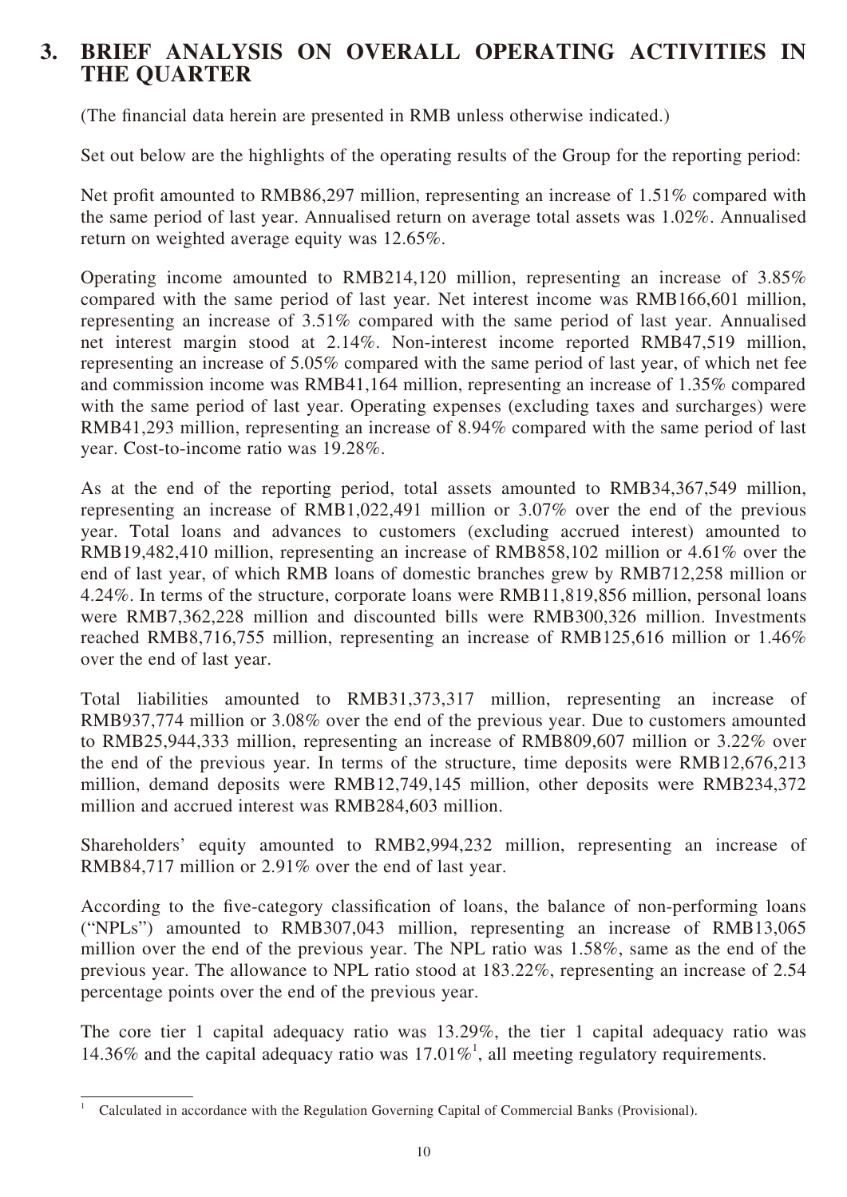## 3. BRIEF ANALYSIS ON OVERALL OPERATING ACTIVITIES IN THE QUARTER

(The financial data herein are presented in RMB unless otherwise indicated.)

Set out below are the highlights of the operating results of the Group for the reporting period:

Net profit amounted to RMB86,297 million, representing an increase of 1.51% compared with the same period of last year. Annualised return on average total assets was 1.02%. Annualised return on weighted average equity was 12.65%.

Operating income amounted to RMB214,120 million, representing an increase of 3.85% compared with the same period of last year. Net interest income was RMB166,601 million, representing an increase of 3.51% compared with the same period of last year. Annualised net interest margin stood at 2.14%. Non-interest income reported RMB47,519 million, representing an increase of 5.05% compared with the same period of last year, of which net fee and commission income was RMB41,164 million, representing an increase of 1.35% compared with the same period of last year. Operating expenses (excluding taxes and surcharges) were RMB41,293 million, representing an increase of 8.94% compared with the same period of last year. Cost-to-income ratio was 19.28%.

As at the end of the reporting period, total assets amounted to RMB34,367,549 million, representing an increase of RMB1,022,491 million or 3.07% over the end of the previous year. Total loans and advances to customers (excluding accrued interest) amounted to RMB19,482,410 million, representing an increase of RMB858,102 million or 4.61% over the end of last year, of which RMB loans of domestic branches grew by RMB712,258 million or 4.24%. In terms of the structure, corporate loans were RMB11,819,856 million, personal loans were RMB7,362,228 million and discounted bills were RMB300,326 million. Investments reached RMB8,716,755 million, representing an increase of RMB125,616 million or 1.46% over the end of last year.

Total liabilities amounted to RMB31,373,317 million, representing an increase of RMB937,774 million or 3.08% over the end of the previous year. Due to customers amounted to RMB25,944,333 million, representing an increase of RMB809,607 million or 3.22% over the end of the previous year. In terms of the structure, time deposits were RMB12,676,213 million, demand deposits were RMB12,749,145 million, other deposits were RMB234,372 million and accrued interest was RMB284,603 million.

Shareholders' equity amounted to RMB2,994,232 million, representing an increase of RMB84,717 million or 2.91% over the end of last year.

According to the five-category classification of loans, the balance of non-performing loans ("NPLs") amounted to RMB307,043 million, representing an increase of RMB13,065 million over the end of the previous year. The NPL ratio was 1.58%, same as the end of the previous year. The allowance to NPL ratio stood at 183.22%, representing an increase of 2.54 percentage points over the end of the previous year.

The core tier 1 capital adequacy ratio was 13.29%, the tier 1 capital adequacy ratio was 14.36% and the capital adequacy ratio was 17.01%[1], all meeting regulatory requirements.

---

[1] Calculated in accordance with the Regulation Governing Capital of Commercial Banks (Provisional).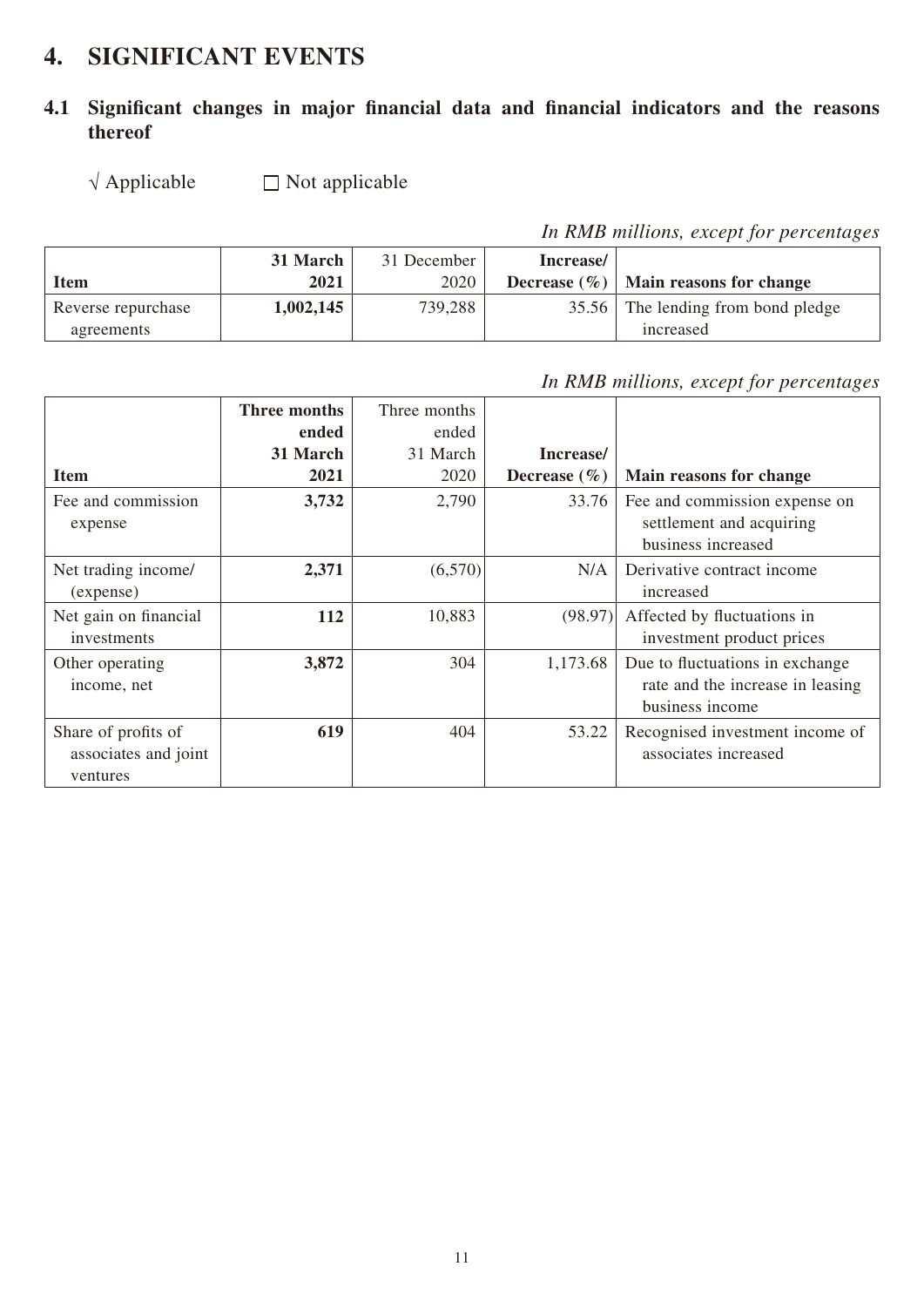# 4. SIGNIFICANT EVENTS

## 4.1 Significant changes in major financial data and financial indicators and the reasons thereof

√ Applicable  ☐ Not applicable

*In RMB millions, except for percentages*

| Item | **31 March 2021** | 31 December 2020 | **Increase/ Decrease (%)** | **Main reasons for change** |
|---|---|---|---|---|
| Reverse repurchase agreements | **1,002,145** | 739,288 | 35.56 | The lending from bond pledge increased |

*In RMB millions, except for percentages*

| Item | **Three months ended 31 March 2021** | Three months ended 31 March 2020 | **Increase/ Decrease (%)** | **Main reasons for change** |
|---|---|---|---|---|
| Fee and commission expense | **3,732** | 2,790 | 33.76 | Fee and commission expense on settlement and acquiring business increased |
| Net trading income/ (expense) | **2,371** | (6,570) | N/A | Derivative contract income increased |
| Net gain on financial investments | **112** | 10,883 | (98.97) | Affected by fluctuations in investment product prices |
| Other operating income, net | **3,872** | 304 | 1,173.68 | Due to fluctuations in exchange rate and the increase in leasing business income |
| Share of profits of associates and joint ventures | **619** | 404 | 53.22 | Recognised investment income of associates increased |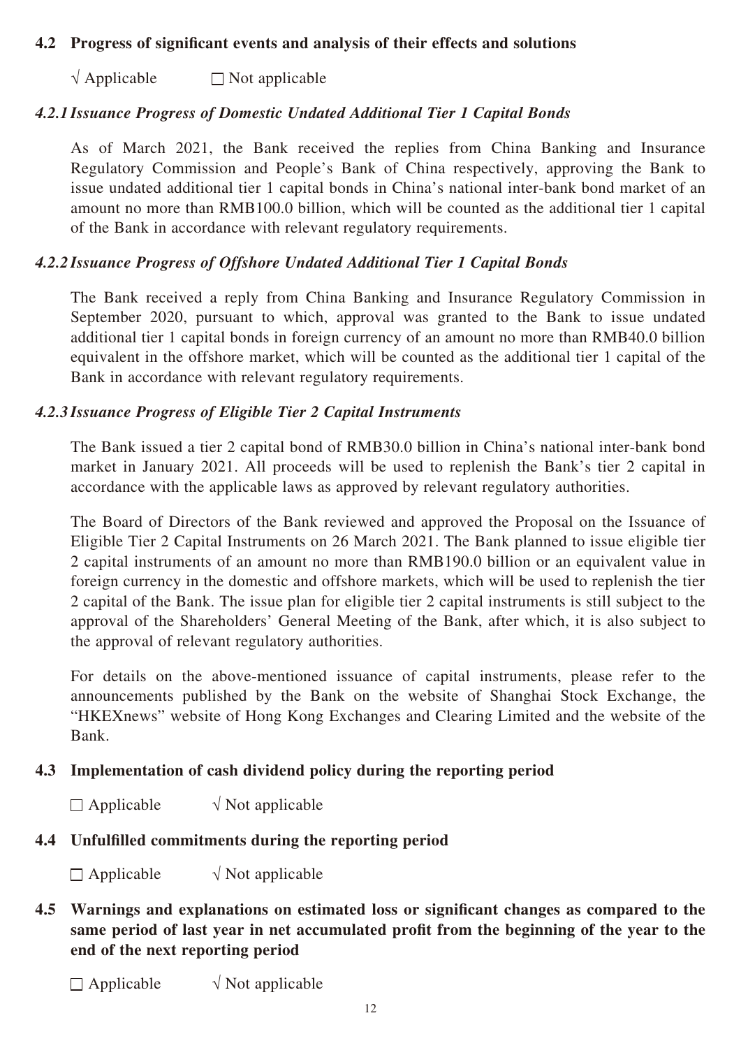### 4.2 Progress of significant events and analysis of their effects and solutions

√ Applicable ☐ Not applicable

#### *4.2.1 Issuance Progress of Domestic Undated Additional Tier 1 Capital Bonds*

As of March 2021, the Bank received the replies from China Banking and Insurance Regulatory Commission and People's Bank of China respectively, approving the Bank to issue undated additional tier 1 capital bonds in China's national inter-bank bond market of an amount no more than RMB100.0 billion, which will be counted as the additional tier 1 capital of the Bank in accordance with relevant regulatory requirements.

#### *4.2.2 Issuance Progress of Offshore Undated Additional Tier 1 Capital Bonds*

The Bank received a reply from China Banking and Insurance Regulatory Commission in September 2020, pursuant to which, approval was granted to the Bank to issue undated additional tier 1 capital bonds in foreign currency of an amount no more than RMB40.0 billion equivalent in the offshore market, which will be counted as the additional tier 1 capital of the Bank in accordance with relevant regulatory requirements.

#### *4.2.3 Issuance Progress of Eligible Tier 2 Capital Instruments*

The Bank issued a tier 2 capital bond of RMB30.0 billion in China's national inter-bank bond market in January 2021. All proceeds will be used to replenish the Bank's tier 2 capital in accordance with the applicable laws as approved by relevant regulatory authorities.

The Board of Directors of the Bank reviewed and approved the Proposal on the Issuance of Eligible Tier 2 Capital Instruments on 26 March 2021. The Bank planned to issue eligible tier 2 capital instruments of an amount no more than RMB190.0 billion or an equivalent value in foreign currency in the domestic and offshore markets, which will be used to replenish the tier 2 capital of the Bank. The issue plan for eligible tier 2 capital instruments is still subject to the approval of the Shareholders' General Meeting of the Bank, after which, it is also subject to the approval of relevant regulatory authorities.

For details on the above-mentioned issuance of capital instruments, please refer to the announcements published by the Bank on the website of Shanghai Stock Exchange, the "HKEXnews" website of Hong Kong Exchanges and Clearing Limited and the website of the Bank.

### 4.3 Implementation of cash dividend policy during the reporting period

☐ Applicable √ Not applicable

### 4.4 Unfulfilled commitments during the reporting period

☐ Applicable √ Not applicable

### 4.5 Warnings and explanations on estimated loss or significant changes as compared to the same period of last year in net accumulated profit from the beginning of the year to the end of the next reporting period

☐ Applicable √ Not applicable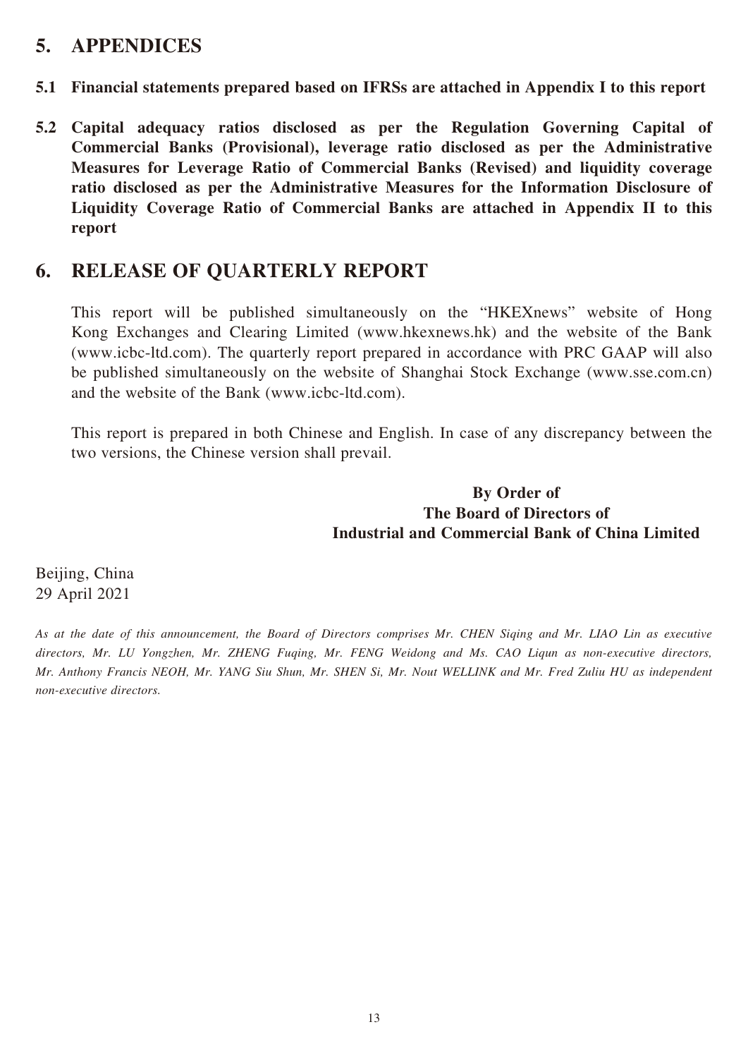## 5. APPENDICES

**5.1 Financial statements prepared based on IFRSs are attached in Appendix I to this report**

**5.2 Capital adequacy ratios disclosed as per the Regulation Governing Capital of Commercial Banks (Provisional), leverage ratio disclosed as per the Administrative Measures for Leverage Ratio of Commercial Banks (Revised) and liquidity coverage ratio disclosed as per the Administrative Measures for the Information Disclosure of Liquidity Coverage Ratio of Commercial Banks are attached in Appendix II to this report**

## 6. RELEASE OF QUARTERLY REPORT

This report will be published simultaneously on the "HKEXnews" website of Hong Kong Exchanges and Clearing Limited (www.hkexnews.hk) and the website of the Bank (www.icbc-ltd.com). The quarterly report prepared in accordance with PRC GAAP will also be published simultaneously on the website of Shanghai Stock Exchange (www.sse.com.cn) and the website of the Bank (www.icbc-ltd.com).

This report is prepared in both Chinese and English. In case of any discrepancy between the two versions, the Chinese version shall prevail.

**By Order of**
**The Board of Directors of**
**Industrial and Commercial Bank of China Limited**

Beijing, China
29 April 2021

*As at the date of this announcement, the Board of Directors comprises Mr. CHEN Siqing and Mr. LIAO Lin as executive directors, Mr. LU Yongzhen, Mr. ZHENG Fuqing, Mr. FENG Weidong and Ms. CAO Liqun as non-executive directors, Mr. Anthony Francis NEOH, Mr. YANG Siu Shun, Mr. SHEN Si, Mr. Nout WELLINK and Mr. Fred Zuliu HU as independent non-executive directors.*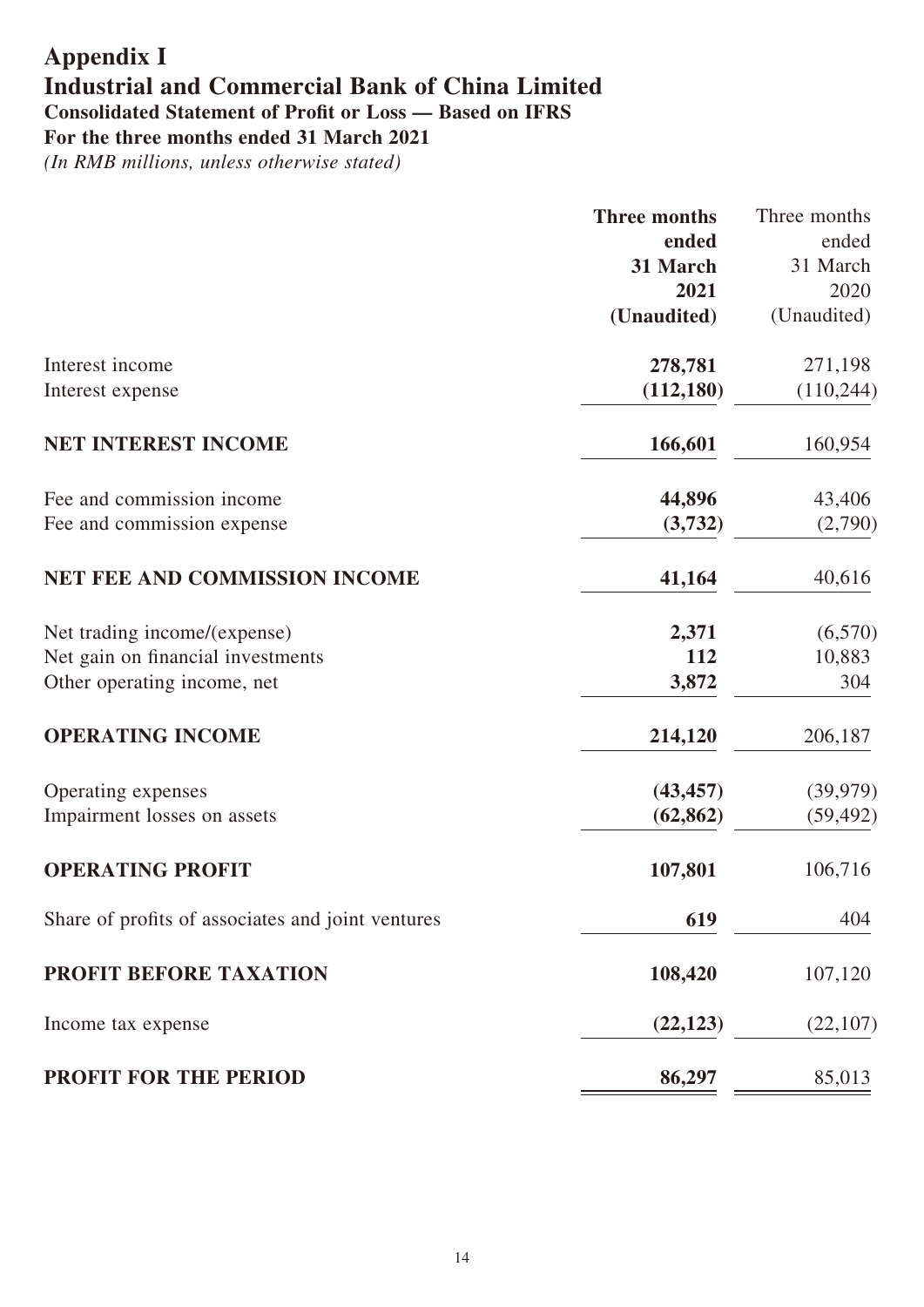# Appendix I

# Industrial and Commercial Bank of China Limited

## Consolidated Statement of Profit or Loss — Based on IFRS

## For the three months ended 31 March 2021

*(In RMB millions, unless otherwise stated)*

| | **Three months ended 31 March 2021 (Unaudited)** | Three months ended 31 March 2020 (Unaudited) |
|---|---|---|
| Interest income | **278,781** | 271,198 |
| Interest expense | **(112,180)** | (110,244) |
| **NET INTEREST INCOME** | **166,601** | 160,954 |
| Fee and commission income | **44,896** | 43,406 |
| Fee and commission expense | **(3,732)** | (2,790) |
| **NET FEE AND COMMISSION INCOME** | **41,164** | 40,616 |
| Net trading income/(expense) | **2,371** | (6,570) |
| Net gain on financial investments | **112** | 10,883 |
| Other operating income, net | **3,872** | 304 |
| **OPERATING INCOME** | **214,120** | 206,187 |
| Operating expenses | **(43,457)** | (39,979) |
| Impairment losses on assets | **(62,862)** | (59,492) |
| **OPERATING PROFIT** | **107,801** | 106,716 |
| Share of profits of associates and joint ventures | **619** | 404 |
| **PROFIT BEFORE TAXATION** | **108,420** | 107,120 |
| Income tax expense | **(22,123)** | (22,107) |
| **PROFIT FOR THE PERIOD** | **86,297** | 85,013 |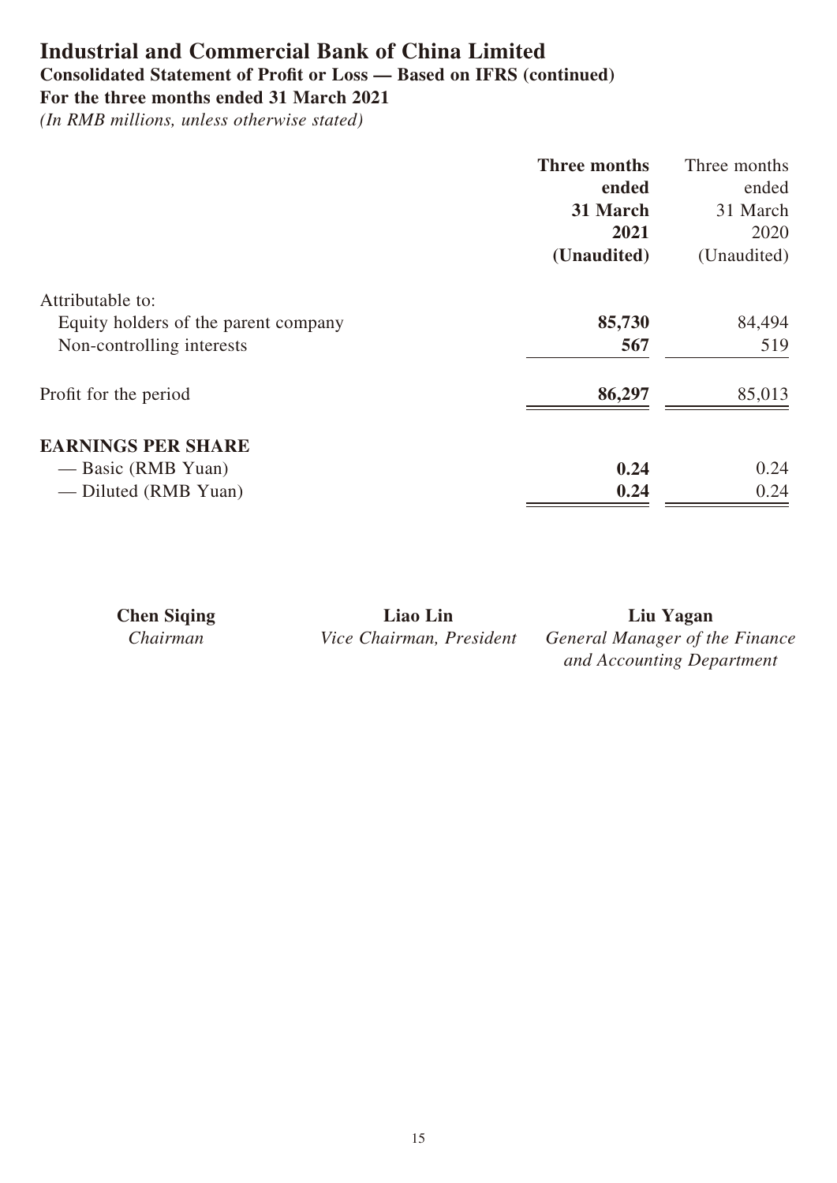# Industrial and Commercial Bank of China Limited

## Consolidated Statement of Profit or Loss — Based on IFRS (continued)

### For the three months ended 31 March 2021

*(In RMB millions, unless otherwise stated)*

| | **Three months ended 31 March 2021 (Unaudited)** | Three months ended 31 March 2020 (Unaudited) |
|---|---|---|
| Attributable to: | | |
| Equity holders of the parent company | **85,730** | 84,494 |
| Non-controlling interests | **567** | 519 |
| Profit for the period | **86,297** | 85,013 |
| **EARNINGS PER SHARE** | | |
| — Basic (RMB Yuan) | **0.24** | 0.24 |
| — Diluted (RMB Yuan) | **0.24** | 0.24 |

| **Chen Siqing** | **Liao Lin** | **Liu Yagan** |
|---|---|---|
| *Chairman* | *Vice Chairman, President* | *General Manager of the Finance and Accounting Department* |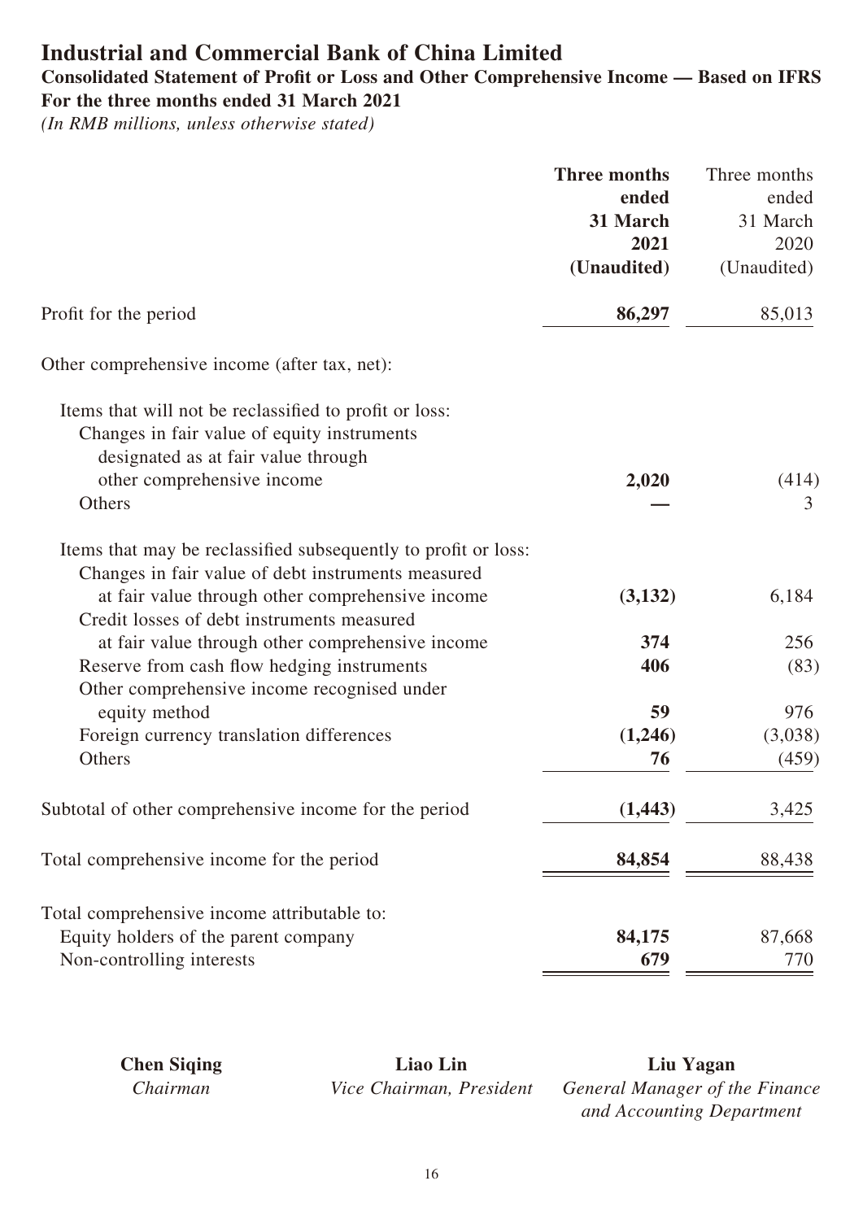# Industrial and Commercial Bank of China Limited

## Consolidated Statement of Profit or Loss and Other Comprehensive Income — Based on IFRS

**For the three months ended 31 March 2021**

*(In RMB millions, unless otherwise stated)*

| | **Three months ended 31 March 2021 (Unaudited)** | Three months ended 31 March 2020 (Unaudited) |
|---|---|---|
| Profit for the period | **86,297** | 85,013 |
| Other comprehensive income (after tax, net): | | |
| Items that will not be reclassified to profit or loss: | | |
| Changes in fair value of equity instruments designated as at fair value through other comprehensive income | **2,020** | (414) |
| Others | **—** | 3 |
| Items that may be reclassified subsequently to profit or loss: | | |
| Changes in fair value of debt instruments measured at fair value through other comprehensive income | **(3,132)** | 6,184 |
| Credit losses of debt instruments measured at fair value through other comprehensive income | **374** | 256 |
| Reserve from cash flow hedging instruments | **406** | (83) |
| Other comprehensive income recognised under equity method | **59** | 976 |
| Foreign currency translation differences | **(1,246)** | (3,038) |
| Others | **76** | (459) |
| Subtotal of other comprehensive income for the period | **(1,443)** | 3,425 |
| Total comprehensive income for the period | **84,854** | 88,438 |
| Total comprehensive income attributable to: | | |
| Equity holders of the parent company | **84,175** | 87,668 |
| Non-controlling interests | **679** | 770 |

| **Chen Siqing** | **Liao Lin** | **Liu Yagan** |
|---|---|---|
| *Chairman* | *Vice Chairman, President* | *General Manager of the Finance and Accounting Department* |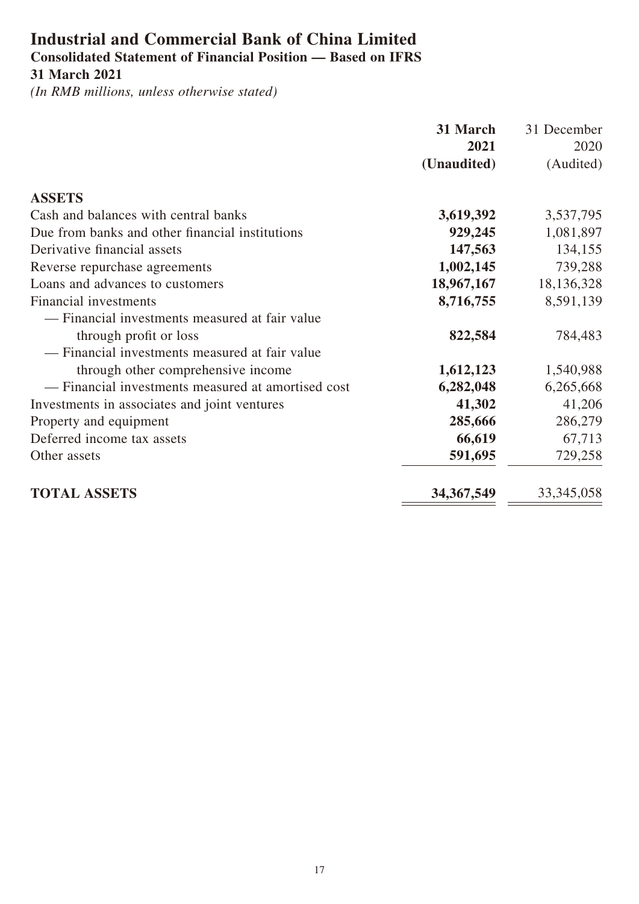# Industrial and Commercial Bank of China Limited

## Consolidated Statement of Financial Position — Based on IFRS

### 31 March 2021

*(In RMB millions, unless otherwise stated)*

| | **31 March 2021 (Unaudited)** | 31 December 2020 (Audited) |
|---|---|---|
| **ASSETS** | | |
| Cash and balances with central banks | **3,619,392** | 3,537,795 |
| Due from banks and other financial institutions | **929,245** | 1,081,897 |
| Derivative financial assets | **147,563** | 134,155 |
| Reverse repurchase agreements | **1,002,145** | 739,288 |
| Loans and advances to customers | **18,967,167** | 18,136,328 |
| Financial investments | **8,716,755** | 8,591,139 |
| — Financial investments measured at fair value through profit or loss | **822,584** | 784,483 |
| — Financial investments measured at fair value through other comprehensive income | **1,612,123** | 1,540,988 |
| — Financial investments measured at amortised cost | **6,282,048** | 6,265,668 |
| Investments in associates and joint ventures | **41,302** | 41,206 |
| Property and equipment | **285,666** | 286,279 |
| Deferred income tax assets | **66,619** | 67,713 |
| Other assets | **591,695** | 729,258 |
| **TOTAL ASSETS** | **34,367,549** | 33,345,058 |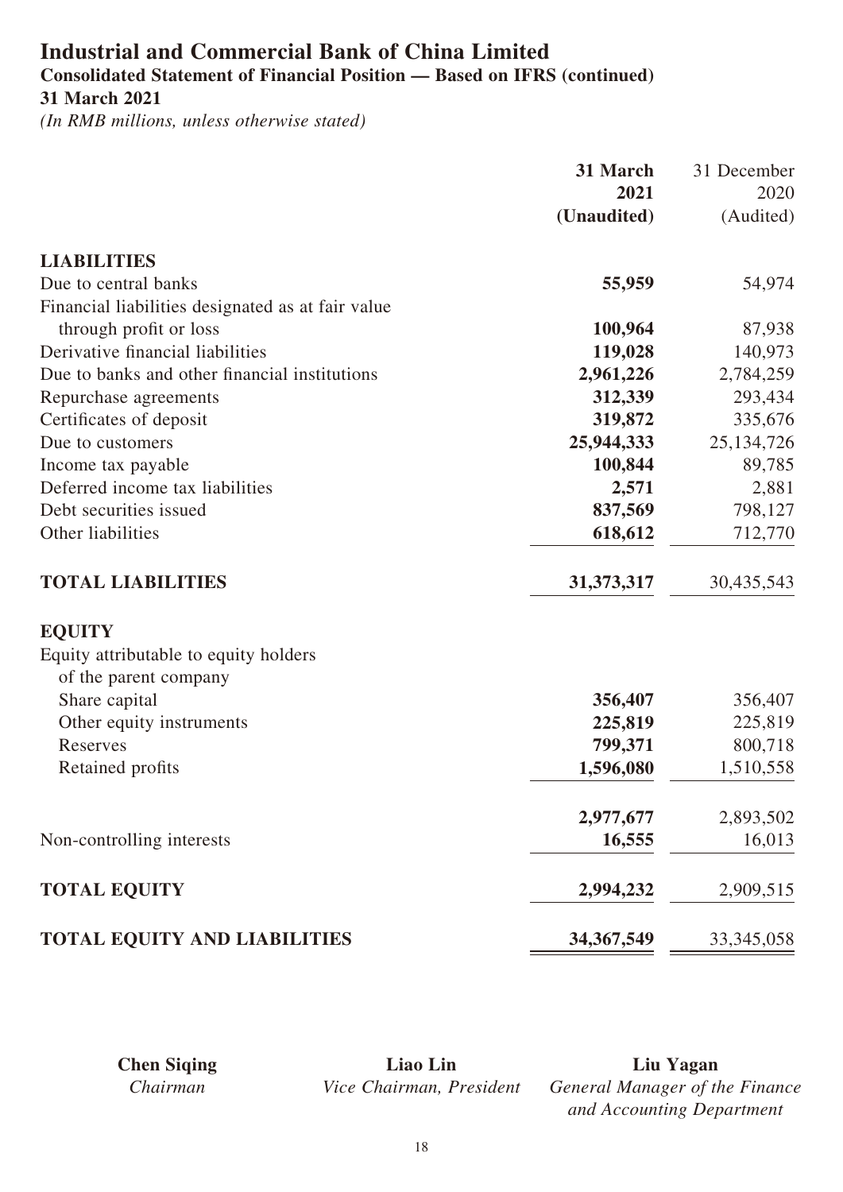# Industrial and Commercial Bank of China Limited

## Consolidated Statement of Financial Position — Based on IFRS (continued)

### 31 March 2021

*(In RMB millions, unless otherwise stated)*

| | **31 March 2021 (Unaudited)** | 31 December 2020 (Audited) |
|---|---|---|
| **LIABILITIES** | | |
| Due to central banks | **55,959** | 54,974 |
| Financial liabilities designated as at fair value through profit or loss | **100,964** | 87,938 |
| Derivative financial liabilities | **119,028** | 140,973 |
| Due to banks and other financial institutions | **2,961,226** | 2,784,259 |
| Repurchase agreements | **312,339** | 293,434 |
| Certificates of deposit | **319,872** | 335,676 |
| Due to customers | **25,944,333** | 25,134,726 |
| Income tax payable | **100,844** | 89,785 |
| Deferred income tax liabilities | **2,571** | 2,881 |
| Debt securities issued | **837,569** | 798,127 |
| Other liabilities | **618,612** | 712,770 |
| **TOTAL LIABILITIES** | **31,373,317** | 30,435,543 |
| **EQUITY** | | |
| Equity attributable to equity holders of the parent company | | |
| Share capital | **356,407** | 356,407 |
| Other equity instruments | **225,819** | 225,819 |
| Reserves | **799,371** | 800,718 |
| Retained profits | **1,596,080** | 1,510,558 |
| | **2,977,677** | 2,893,502 |
| Non-controlling interests | **16,555** | 16,013 |
| **TOTAL EQUITY** | **2,994,232** | 2,909,515 |
| **TOTAL EQUITY AND LIABILITIES** | **34,367,549** | 33,345,058 |

| **Chen Siqing** | **Liao Lin** | **Liu Yagan** |
|---|---|---|
| *Chairman* | *Vice Chairman, President* | *General Manager of the Finance and Accounting Department* |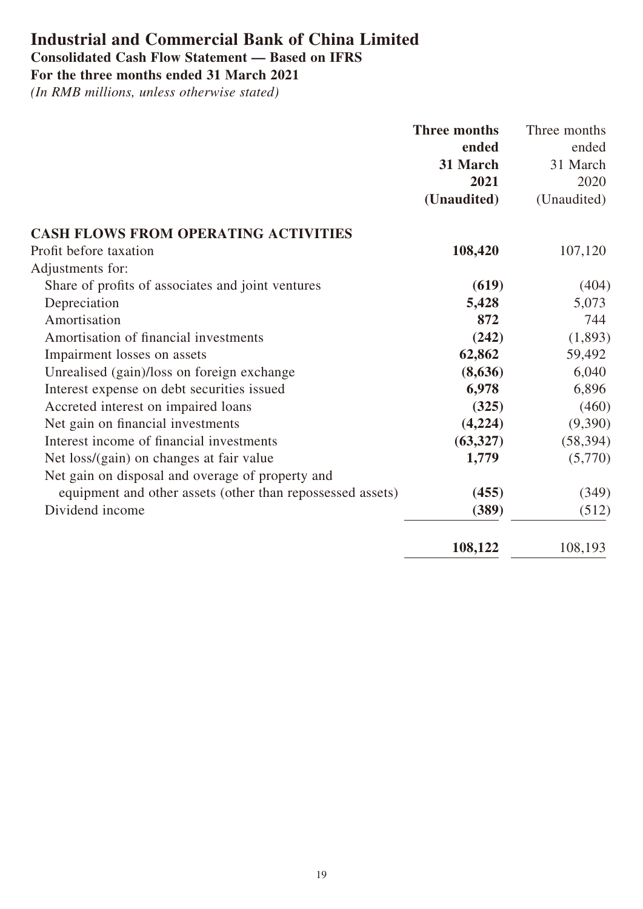# Industrial and Commercial Bank of China Limited

**Consolidated Cash Flow Statement — Based on IFRS**

**For the three months ended 31 March 2021**

*(In RMB millions, unless otherwise stated)*

| | **Three months ended 31 March 2021 (Unaudited)** | Three months ended 31 March 2020 (Unaudited) |
|---|---|---|
| **CASH FLOWS FROM OPERATING ACTIVITIES** | | |
| Profit before taxation | **108,420** | 107,120 |
| Adjustments for: | | |
| Share of profits of associates and joint ventures | **(619)** | (404) |
| Depreciation | **5,428** | 5,073 |
| Amortisation | **872** | 744 |
| Amortisation of financial investments | **(242)** | (1,893) |
| Impairment losses on assets | **62,862** | 59,492 |
| Unrealised (gain)/loss on foreign exchange | **(8,636)** | 6,040 |
| Interest expense on debt securities issued | **6,978** | 6,896 |
| Accreted interest on impaired loans | **(325)** | (460) |
| Net gain on financial investments | **(4,224)** | (9,390) |
| Interest income of financial investments | **(63,327)** | (58,394) |
| Net loss/(gain) on changes at fair value | **1,779** | (5,770) |
| Net gain on disposal and overage of property and equipment and other assets (other than repossessed assets) | **(455)** | (349) |
| Dividend income | **(389)** | (512) |
| | **108,122** | 108,193 |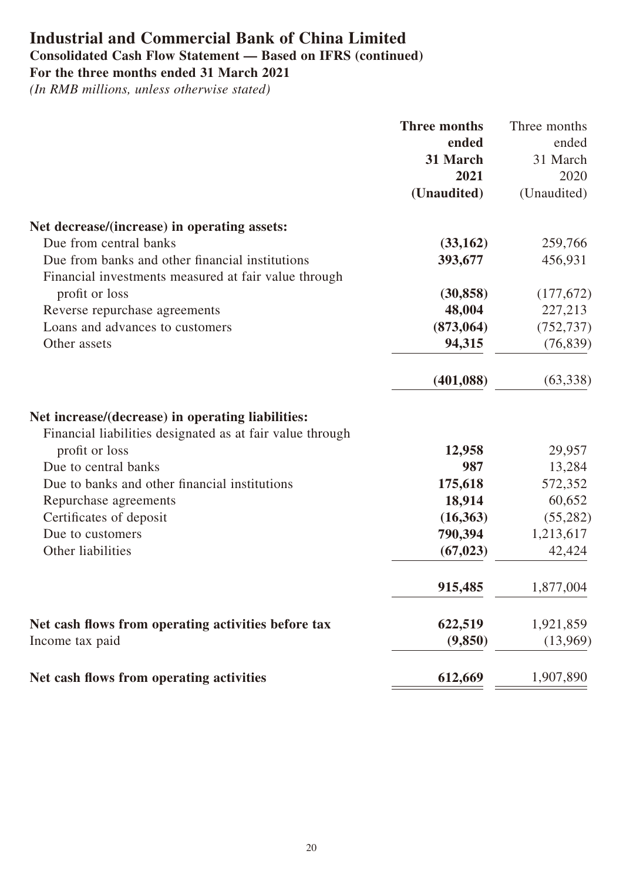# Industrial and Commercial Bank of China Limited

## Consolidated Cash Flow Statement — Based on IFRS (continued)

### For the three months ended 31 March 2021

*(In RMB millions, unless otherwise stated)*

| | **Three months ended 31 March 2021 (Unaudited)** | Three months ended 31 March 2020 (Unaudited) |
|---|---|---|
| **Net decrease/(increase) in operating assets:** | | |
| Due from central banks | **(33,162)** | 259,766 |
| Due from banks and other financial institutions | **393,677** | 456,931 |
| Financial investments measured at fair value through profit or loss | **(30,858)** | (177,672) |
| Reverse repurchase agreements | **48,004** | 227,213 |
| Loans and advances to customers | **(873,064)** | (752,737) |
| Other assets | **94,315** | (76,839) |
| | **(401,088)** | (63,338) |
| **Net increase/(decrease) in operating liabilities:** | | |
| Financial liabilities designated as at fair value through profit or loss | **12,958** | 29,957 |
| Due to central banks | **987** | 13,284 |
| Due to banks and other financial institutions | **175,618** | 572,352 |
| Repurchase agreements | **18,914** | 60,652 |
| Certificates of deposit | **(16,363)** | (55,282) |
| Due to customers | **790,394** | 1,213,617 |
| Other liabilities | **(67,023)** | 42,424 |
| | **915,485** | 1,877,004 |
| **Net cash flows from operating activities before tax** | **622,519** | 1,921,859 |
| Income tax paid | **(9,850)** | (13,969) |
| **Net cash flows from operating activities** | **612,669** | 1,907,890 |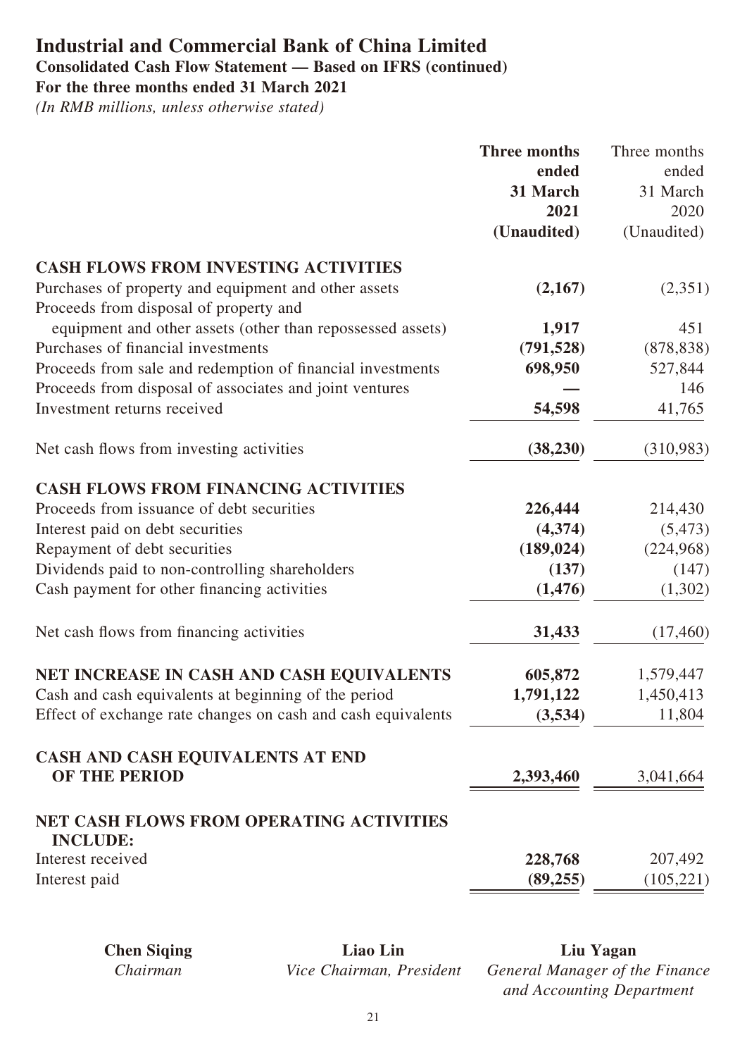# Industrial and Commercial Bank of China Limited

**Consolidated Cash Flow Statement — Based on IFRS (continued)**

**For the three months ended 31 March 2021**

*(In RMB millions, unless otherwise stated)*

| | **Three months ended 31 March 2021 (Unaudited)** | Three months ended 31 March 2020 (Unaudited) |
|---|---|---|
| **CASH FLOWS FROM INVESTING ACTIVITIES** | | |
| Purchases of property and equipment and other assets | **(2,167)** | (2,351) |
| Proceeds from disposal of property and equipment and other assets (other than repossessed assets) | **1,917** | 451 |
| Purchases of financial investments | **(791,528)** | (878,838) |
| Proceeds from sale and redemption of financial investments | **698,950** | 527,844 |
| Proceeds from disposal of associates and joint ventures | **—** | 146 |
| Investment returns received | **54,598** | 41,765 |
| Net cash flows from investing activities | **(38,230)** | (310,983) |
| **CASH FLOWS FROM FINANCING ACTIVITIES** | | |
| Proceeds from issuance of debt securities | **226,444** | 214,430 |
| Interest paid on debt securities | **(4,374)** | (5,473) |
| Repayment of debt securities | **(189,024)** | (224,968) |
| Dividends paid to non-controlling shareholders | **(137)** | (147) |
| Cash payment for other financing activities | **(1,476)** | (1,302) |
| Net cash flows from financing activities | **31,433** | (17,460) |
| **NET INCREASE IN CASH AND CASH EQUIVALENTS** | **605,872** | 1,579,447 |
| Cash and cash equivalents at beginning of the period | **1,791,122** | 1,450,413 |
| Effect of exchange rate changes on cash and cash equivalents | **(3,534)** | 11,804 |
| **CASH AND CASH EQUIVALENTS AT END OF THE PERIOD** | **2,393,460** | 3,041,664 |
| **NET CASH FLOWS FROM OPERATING ACTIVITIES INCLUDE:** | | |
| Interest received | **228,768** | 207,492 |
| Interest paid | **(89,255)** | (105,221) |

| **Chen Siqing** | **Liao Lin** | **Liu Yagan** |
|---|---|---|
| *Chairman* | *Vice Chairman, President* | *General Manager of the Finance and Accounting Department* |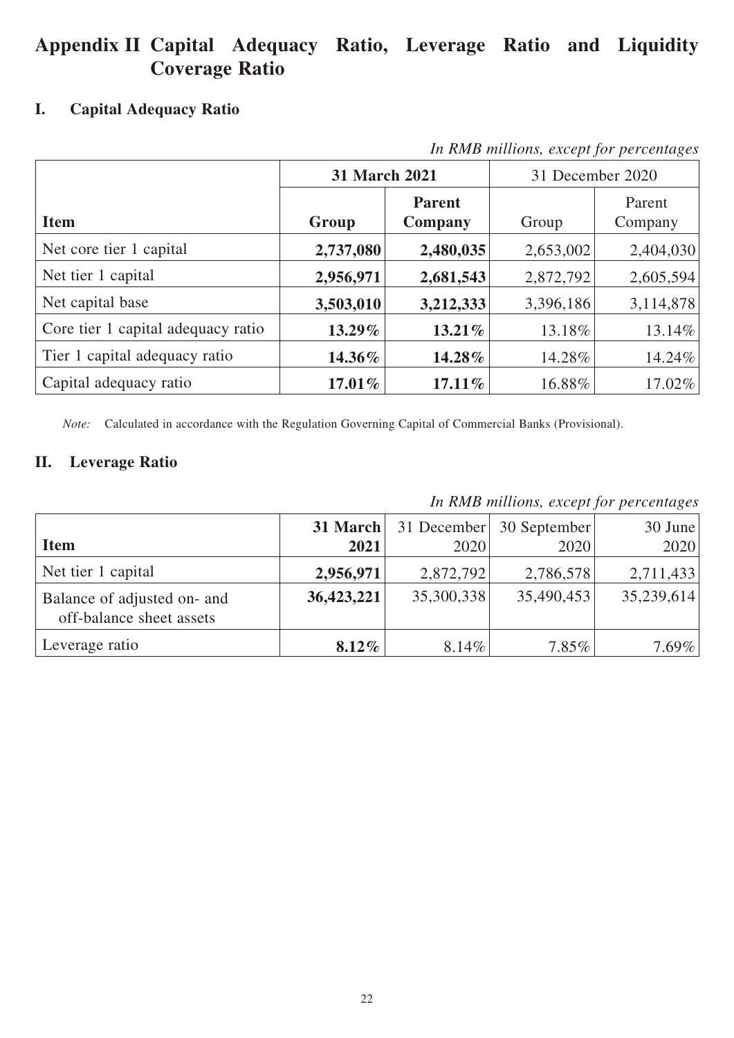# Appendix II Capital Adequacy Ratio, Leverage Ratio and Liquidity Coverage Ratio

## I. Capital Adequacy Ratio

*In RMB millions, except for percentages*

| | **31 March 2021** | | 31 December 2020 | |
|---|---|---|---|---|
| **Item** | **Group** | **Parent Company** | Group | Parent Company |
| Net core tier 1 capital | **2,737,080** | **2,480,035** | 2,653,002 | 2,404,030 |
| Net tier 1 capital | **2,956,971** | **2,681,543** | 2,872,792 | 2,605,594 |
| Net capital base | **3,503,010** | **3,212,333** | 3,396,186 | 3,114,878 |
| Core tier 1 capital adequacy ratio | **13.29%** | **13.21%** | 13.18% | 13.14% |
| Tier 1 capital adequacy ratio | **14.36%** | **14.28%** | 14.28% | 14.24% |
| Capital adequacy ratio | **17.01%** | **17.11%** | 16.88% | 17.02% |

*Note:* Calculated in accordance with the Regulation Governing Capital of Commercial Banks (Provisional).

## II. Leverage Ratio

*In RMB millions, except for percentages*

| **Item** | **31 March 2021** | 31 December 2020 | 30 September 2020 | 30 June 2020 |
|---|---|---|---|---|
| Net tier 1 capital | **2,956,971** | 2,872,792 | 2,786,578 | 2,711,433 |
| Balance of adjusted on- and off-balance sheet assets | **36,423,221** | 35,300,338 | 35,490,453 | 35,239,614 |
| Leverage ratio | **8.12%** | 8.14% | 7.85% | 7.69% |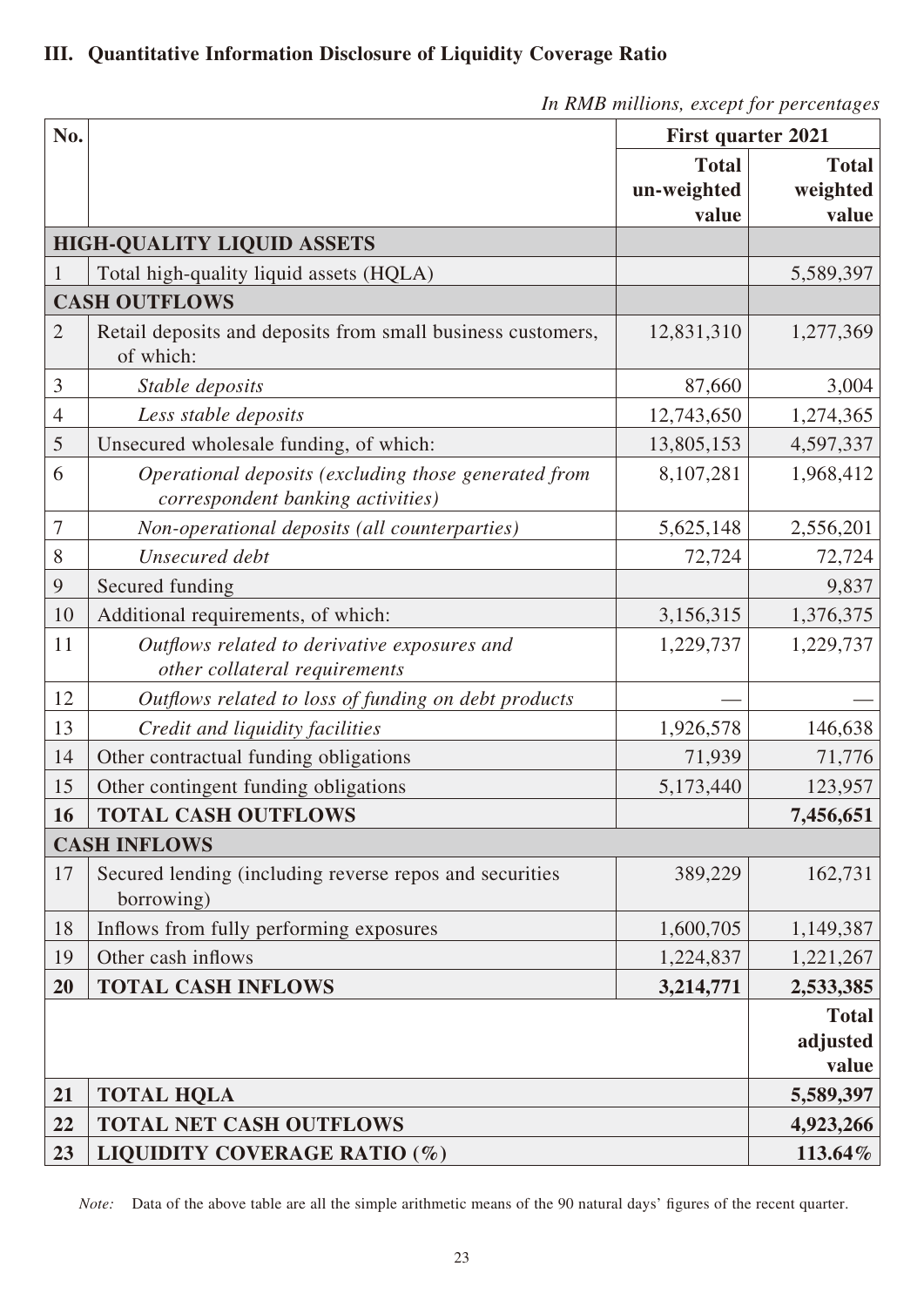# III. Quantitative Information Disclosure of Liquidity Coverage Ratio

*In RMB millions, except for percentages*

| No. | | First quarter 2021 | |
|---|---|---|---|
| | | Total un-weighted value | Total weighted value |
| | **HIGH-QUALITY LIQUID ASSETS** | | |
| 1 | Total high-quality liquid assets (HQLA) | | 5,589,397 |
| | **CASH OUTFLOWS** | | |
| 2 | Retail deposits and deposits from small business customers, of which: | 12,831,310 | 1,277,369 |
| 3 | *Stable deposits* | 87,660 | 3,004 |
| 4 | *Less stable deposits* | 12,743,650 | 1,274,365 |
| 5 | Unsecured wholesale funding, of which: | 13,805,153 | 4,597,337 |
| 6 | *Operational deposits (excluding those generated from correspondent banking activities)* | 8,107,281 | 1,968,412 |
| 7 | *Non-operational deposits (all counterparties)* | 5,625,148 | 2,556,201 |
| 8 | *Unsecured debt* | 72,724 | 72,724 |
| 9 | Secured funding | | 9,837 |
| 10 | Additional requirements, of which: | 3,156,315 | 1,376,375 |
| 11 | *Outflows related to derivative exposures and other collateral requirements* | 1,229,737 | 1,229,737 |
| 12 | *Outflows related to loss of funding on debt products* | — | — |
| 13 | *Credit and liquidity facilities* | 1,926,578 | 146,638 |
| 14 | Other contractual funding obligations | 71,939 | 71,776 |
| 15 | Other contingent funding obligations | 5,173,440 | 123,957 |
| **16** | **TOTAL CASH OUTFLOWS** | | **7,456,651** |
| | **CASH INFLOWS** | | |
| 17 | Secured lending (including reverse repos and securities borrowing) | 389,229 | 162,731 |
| 18 | Inflows from fully performing exposures | 1,600,705 | 1,149,387 |
| 19 | Other cash inflows | 1,224,837 | 1,221,267 |
| **20** | **TOTAL CASH INFLOWS** | **3,214,771** | **2,533,385** |
| | | | **Total adjusted value** |
| **21** | **TOTAL HQLA** | | **5,589,397** |
| **22** | **TOTAL NET CASH OUTFLOWS** | | **4,923,266** |
| **23** | **LIQUIDITY COVERAGE RATIO (%)** | | **113.64%** |

*Note:* Data of the above table are all the simple arithmetic means of the 90 natural days' figures of the recent quarter.